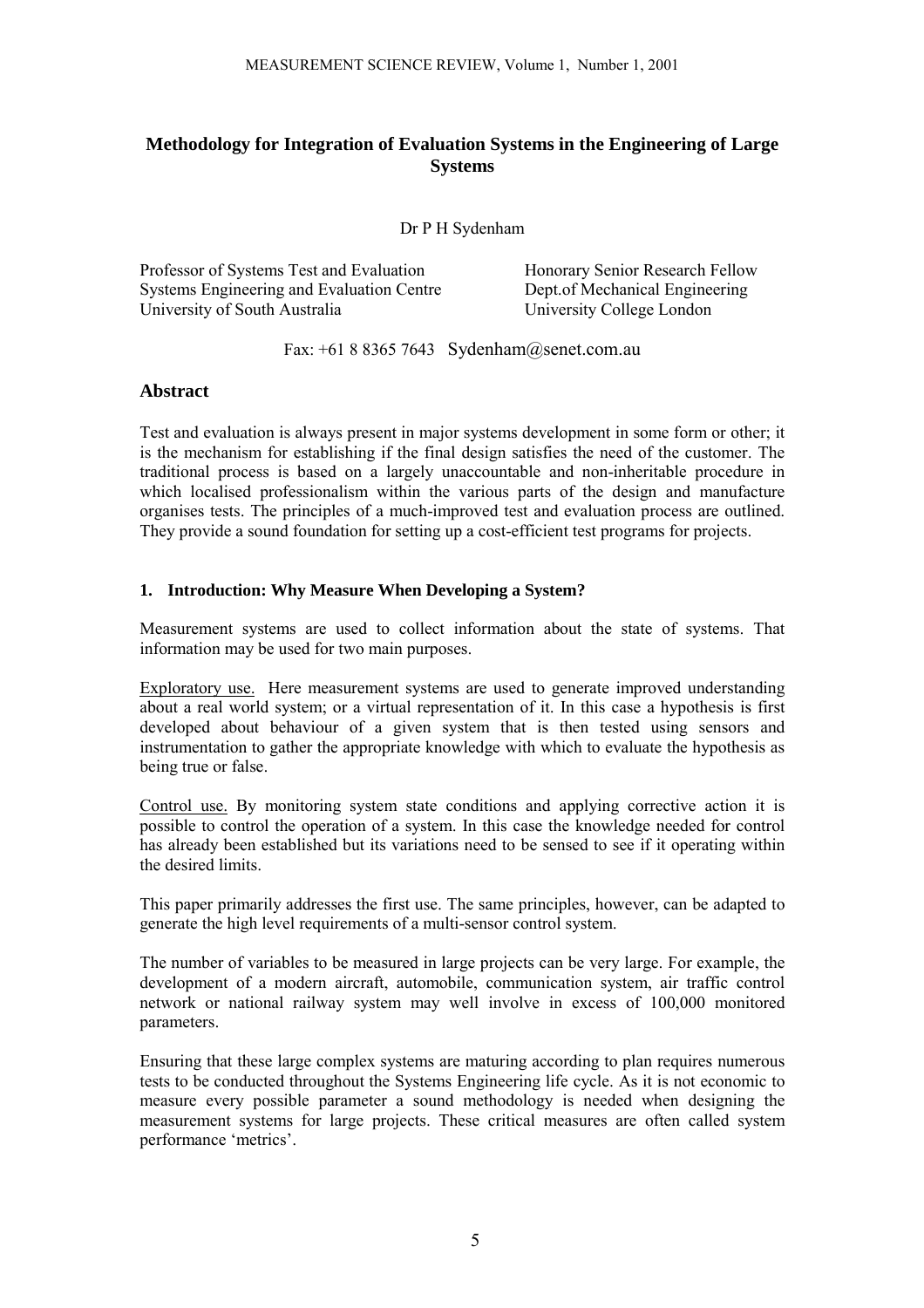# Methodology for Integration of Evaluation Systems in the Engineering of Large Systems

Dr P H Sydenham

Professor of Systems Test and Evaluation
Systems Engineering and Evaluation Centre
University of South Australia

Honorary Senior Research Fellow
Dept.of Mechanical Engineering
University College London

Fax: +61 8 8365 7643 Sydenham@senet.com.au

## Abstract

Test and evaluation is always present in major systems development in some form or other; it is the mechanism for establishing if the final design satisfies the need of the customer. The traditional process is based on a largely unaccountable and non-inheritable procedure in which localised professionalism within the various parts of the design and manufacture organises tests. The principles of a much-improved test and evaluation process are outlined. They provide a sound foundation for setting up a cost-efficient test programs for projects.

### 1. Introduction: Why Measure When Developing a System?

Measurement systems are used to collect information about the state of systems. That information may be used for two main purposes.

Exploratory use. Here measurement systems are used to generate improved understanding about a real world system; or a virtual representation of it. In this case a hypothesis is first developed about behaviour of a given system that is then tested using sensors and instrumentation to gather the appropriate knowledge with which to evaluate the hypothesis as being true or false.

Control use. By monitoring system state conditions and applying corrective action it is possible to control the operation of a system. In this case the knowledge needed for control has already been established but its variations need to be sensed to see if it operating within the desired limits.

This paper primarily addresses the first use. The same principles, however, can be adapted to generate the high level requirements of a multi-sensor control system.

The number of variables to be measured in large projects can be very large. For example, the development of a modern aircraft, automobile, communication system, air traffic control network or national railway system may well involve in excess of 100,000 monitored parameters.

Ensuring that these large complex systems are maturing according to plan requires numerous tests to be conducted throughout the Systems Engineering life cycle. As it is not economic to measure every possible parameter a sound methodology is needed when designing the measurement systems for large projects. These critical measures are often called system performance 'metrics'.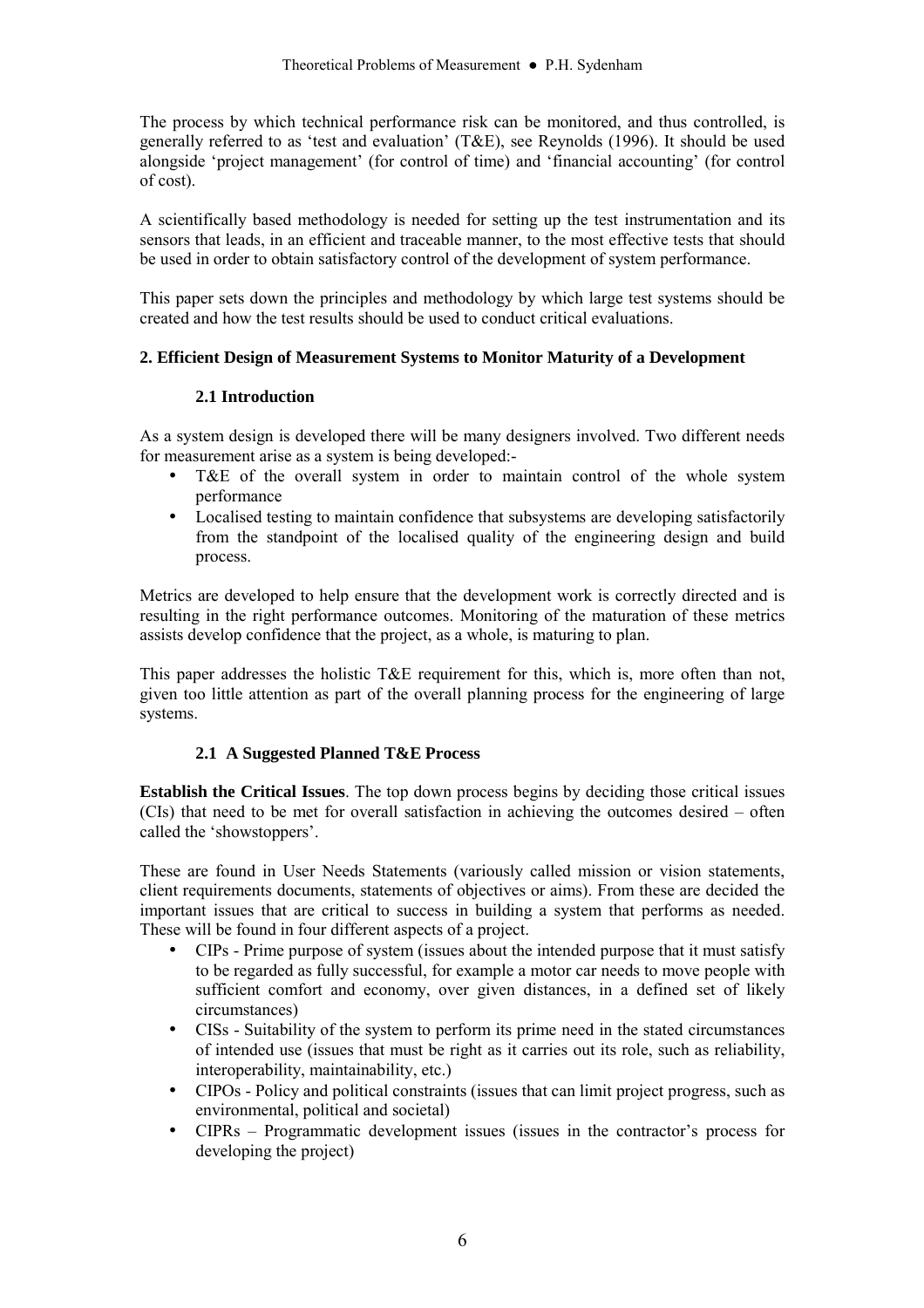The process by which technical performance risk can be monitored, and thus controlled, is generally referred to as 'test and evaluation' (T&E), see Reynolds (1996). It should be used alongside 'project management' (for control of time) and 'financial accounting' (for control of cost).

A scientifically based methodology is needed for setting up the test instrumentation and its sensors that leads, in an efficient and traceable manner, to the most effective tests that should be used in order to obtain satisfactory control of the development of system performance.

This paper sets down the principles and methodology by which large test systems should be created and how the test results should be used to conduct critical evaluations.

## 2. Efficient Design of Measurement Systems to Monitor Maturity of a Development

### 2.1 Introduction

As a system design is developed there will be many designers involved. Two different needs for measurement arise as a system is being developed:-

- T&E of the overall system in order to maintain control of the whole system performance
- Localised testing to maintain confidence that subsystems are developing satisfactorily from the standpoint of the localised quality of the engineering design and build process.

Metrics are developed to help ensure that the development work is correctly directed and is resulting in the right performance outcomes. Monitoring of the maturation of these metrics assists develop confidence that the project, as a whole, is maturing to plan.

This paper addresses the holistic T&E requirement for this, which is, more often than not, given too little attention as part of the overall planning process for the engineering of large systems.

### 2.1 A Suggested Planned T&E Process

**Establish the Critical Issues**. The top down process begins by deciding those critical issues (CIs) that need to be met for overall satisfaction in achieving the outcomes desired – often called the 'showstoppers'.

These are found in User Needs Statements (variously called mission or vision statements, client requirements documents, statements of objectives or aims). From these are decided the important issues that are critical to success in building a system that performs as needed. These will be found in four different aspects of a project.

- CIPs - Prime purpose of system (issues about the intended purpose that it must satisfy to be regarded as fully successful, for example a motor car needs to move people with sufficient comfort and economy, over given distances, in a defined set of likely circumstances)
- CISs - Suitability of the system to perform its prime need in the stated circumstances of intended use (issues that must be right as it carries out its role, such as reliability, interoperability, maintainability, etc.)
- CIPOs - Policy and political constraints (issues that can limit project progress, such as environmental, political and societal)
- CIPRs – Programmatic development issues (issues in the contractor's process for developing the project)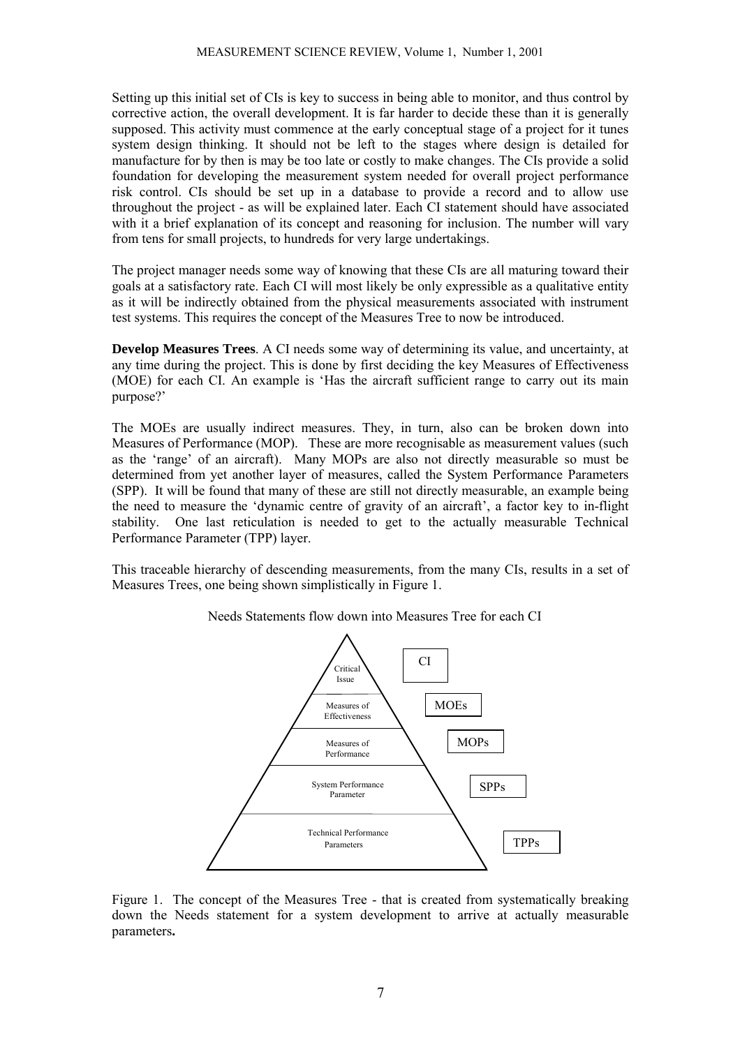Setting up this initial set of CIs is key to success in being able to monitor, and thus control by corrective action, the overall development. It is far harder to decide these than it is generally supposed. This activity must commence at the early conceptual stage of a project for it tunes system design thinking. It should not be left to the stages where design is detailed for manufacture for by then is may be too late or costly to make changes. The CIs provide a solid foundation for developing the measurement system needed for overall project performance risk control. CIs should be set up in a database to provide a record and to allow use throughout the project - as will be explained later. Each CI statement should have associated with it a brief explanation of its concept and reasoning for inclusion. The number will vary from tens for small projects, to hundreds for very large undertakings.

The project manager needs some way of knowing that these CIs are all maturing toward their goals at a satisfactory rate. Each CI will most likely be only expressible as a qualitative entity as it will be indirectly obtained from the physical measurements associated with instrument test systems. This requires the concept of the Measures Tree to now be introduced.

**Develop Measures Trees**. A CI needs some way of determining its value, and uncertainty, at any time during the project. This is done by first deciding the key Measures of Effectiveness (MOE) for each CI. An example is 'Has the aircraft sufficient range to carry out its main purpose?'

The MOEs are usually indirect measures. They, in turn, also can be broken down into Measures of Performance (MOP). These are more recognisable as measurement values (such as the 'range' of an aircraft). Many MOPs are also not directly measurable so must be determined from yet another layer of measures, called the System Performance Parameters (SPP). It will be found that many of these are still not directly measurable, an example being the need to measure the 'dynamic centre of gravity of an aircraft', a factor key to in-flight stability. One last reticulation is needed to get to the actually measurable Technical Performance Parameter (TPP) layer.

This traceable hierarchy of descending measurements, from the many CIs, results in a set of Measures Trees, one being shown simplistically in Figure 1.

Needs Statements flow down into Measures Tree for each CI

| Pyramid layer | Label |
|---|---|
| Critical Issue | CI |
| Measures of Effectiveness | MOEs |
| Measures of Performance | MOPs |
| System Performance Parameter | SPPs |
| Technical Performance Parameters | TPPs |

Figure 1. The concept of the Measures Tree - that is created from systematically breaking down the Needs statement for a system development to arrive at actually measurable parameters**.**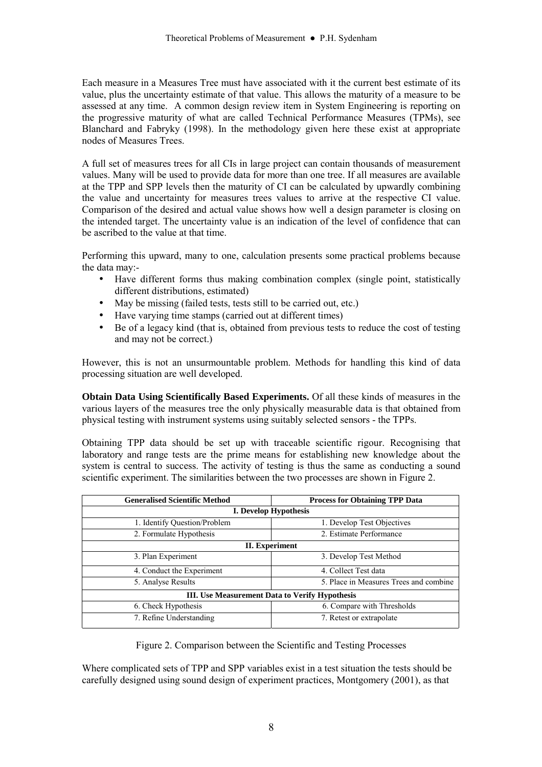Each measure in a Measures Tree must have associated with it the current best estimate of its value, plus the uncertainty estimate of that value. This allows the maturity of a measure to be assessed at any time. A common design review item in System Engineering is reporting on the progressive maturity of what are called Technical Performance Measures (TPMs), see Blanchard and Fabryky (1998). In the methodology given here these exist at appropriate nodes of Measures Trees.

A full set of measures trees for all CIs in large project can contain thousands of measurement values. Many will be used to provide data for more than one tree. If all measures are available at the TPP and SPP levels then the maturity of CI can be calculated by upwardly combining the value and uncertainty for measures trees values to arrive at the respective CI value. Comparison of the desired and actual value shows how well a design parameter is closing on the intended target. The uncertainty value is an indication of the level of confidence that can be ascribed to the value at that time.

Performing this upward, many to one, calculation presents some practical problems because the data may:-

- Have different forms thus making combination complex (single point, statistically different distributions, estimated)
- May be missing (failed tests, tests still to be carried out, etc.)
- Have varying time stamps (carried out at different times)
- Be of a legacy kind (that is, obtained from previous tests to reduce the cost of testing and may not be correct.)

However, this is not an unsurmountable problem. Methods for handling this kind of data processing situation are well developed.

**Obtain Data Using Scientifically Based Experiments.** Of all these kinds of measures in the various layers of the measures tree the only physically measurable data is that obtained from physical testing with instrument systems using suitably selected sensors - the TPPs.

Obtaining TPP data should be set up with traceable scientific rigour. Recognising that laboratory and range tests are the prime means for establishing new knowledge about the system is central to success. The activity of testing is thus the same as conducting a sound scientific experiment. The similarities between the two processes are shown in Figure 2.

| Generalised Scientific Method | Process for Obtaining TPP Data |
|---|---|
| **I. Develop Hypothesis** | |
| 1. Identify Question/Problem | 1. Develop Test Objectives |
| 2. Formulate Hypothesis | 2. Estimate Performance |
| **II. Experiment** | |
| 3. Plan Experiment | 3. Develop Test Method |
| 4. Conduct the Experiment | 4. Collect Test data |
| 5. Analyse Results | 5. Place in Measures Trees and combine |
| **III. Use Measurement Data to Verify Hypothesis** | |
| 6. Check Hypothesis | 6. Compare with Thresholds |
| 7. Refine Understanding | 7. Retest or extrapolate |

Figure 2. Comparison between the Scientific and Testing Processes

Where complicated sets of TPP and SPP variables exist in a test situation the tests should be carefully designed using sound design of experiment practices, Montgomery (2001), as that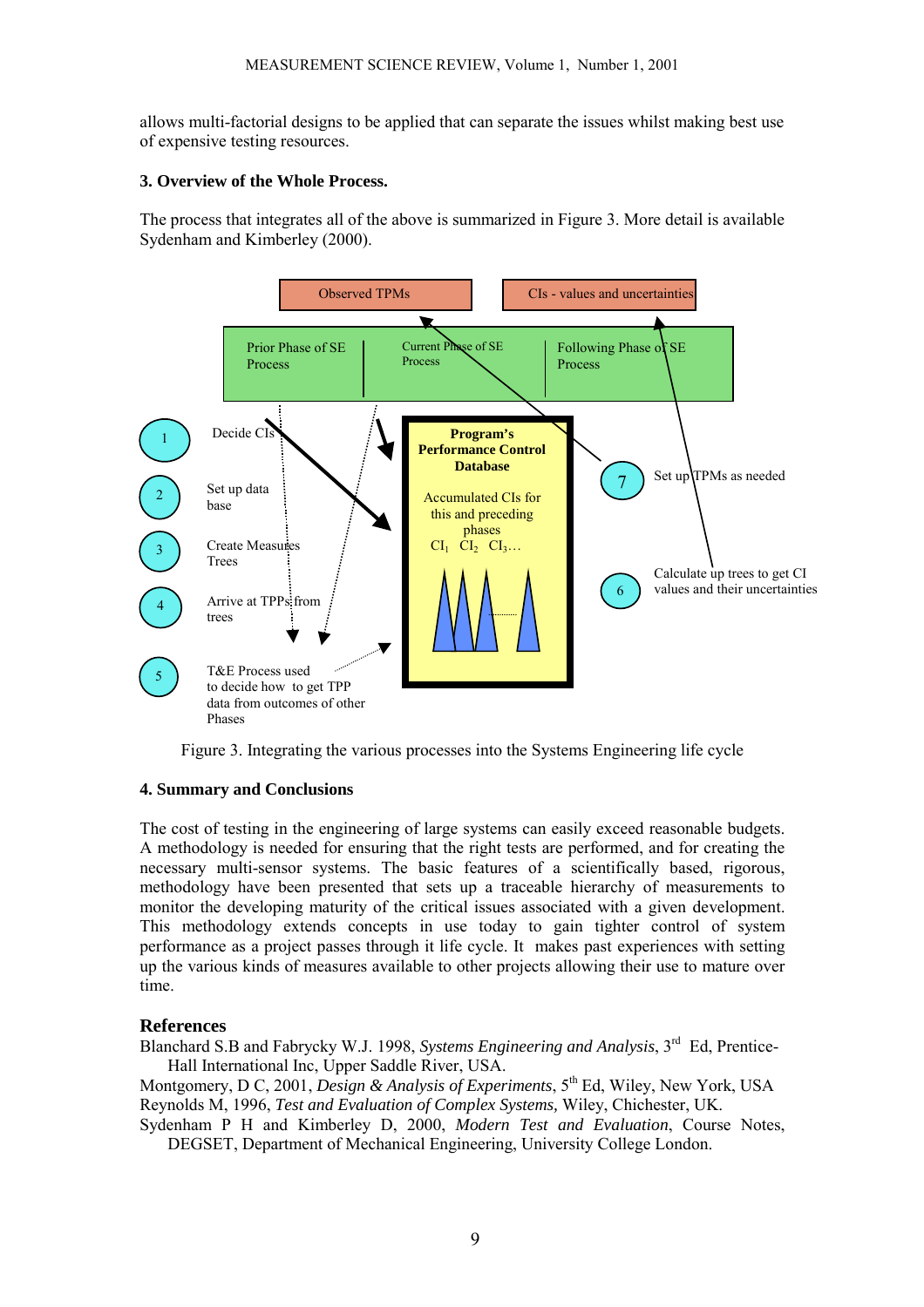allows multi-factorial designs to be applied that can separate the issues whilst making best use of expensive testing resources.

### 3. Overview of the Whole Process.

The process that integrates all of the above is summarized in Figure 3. More detail is available Sydenham and Kimberley (2000).

Observed TPMs

CIs - values and uncertainties

Prior Phase of SE Process

Current Phase of SE Process

Following Phase of SE Process

1 Decide CIs

2 Set up data base

3 Create Measures Trees

4 Arrive at TPPs from trees

5 T&E Process used to decide how to get TPP data from outcomes of other Phases

Program's Performance Control Database

Accumulated CIs for this and preceding phases

$CI_1$ $CI_2$ $CI_3$…

7 Set up TPMs as needed

6 Calculate up trees to get CI values and their uncertainties

Figure 3. Integrating the various processes into the Systems Engineering life cycle

### 4. Summary and Conclusions

The cost of testing in the engineering of large systems can easily exceed reasonable budgets. A methodology is needed for ensuring that the right tests are performed, and for creating the necessary multi-sensor systems. The basic features of a scientifically based, rigorous, methodology have been presented that sets up a traceable hierarchy of measurements to monitor the developing maturity of the critical issues associated with a given development. This methodology extends concepts in use today to gain tighter control of system performance as a project passes through it life cycle. It makes past experiences with setting up the various kinds of measures available to other projects allowing their use to mature over time.

## References

Blanchard S.B and Fabrycky W.J. 1998, *Systems Engineering and Analysis*, 3rd Ed, Prentice-Hall International Inc, Upper Saddle River, USA.

Montgomery, D C, 2001, *Design & Analysis of Experiments*, 5th Ed, Wiley, New York, USA

Reynolds M, 1996, *Test and Evaluation of Complex Systems,* Wiley, Chichester, UK.

Sydenham P H and Kimberley D, 2000, *Modern Test and Evaluation*, Course Notes, DEGSET, Department of Mechanical Engineering, University College London.